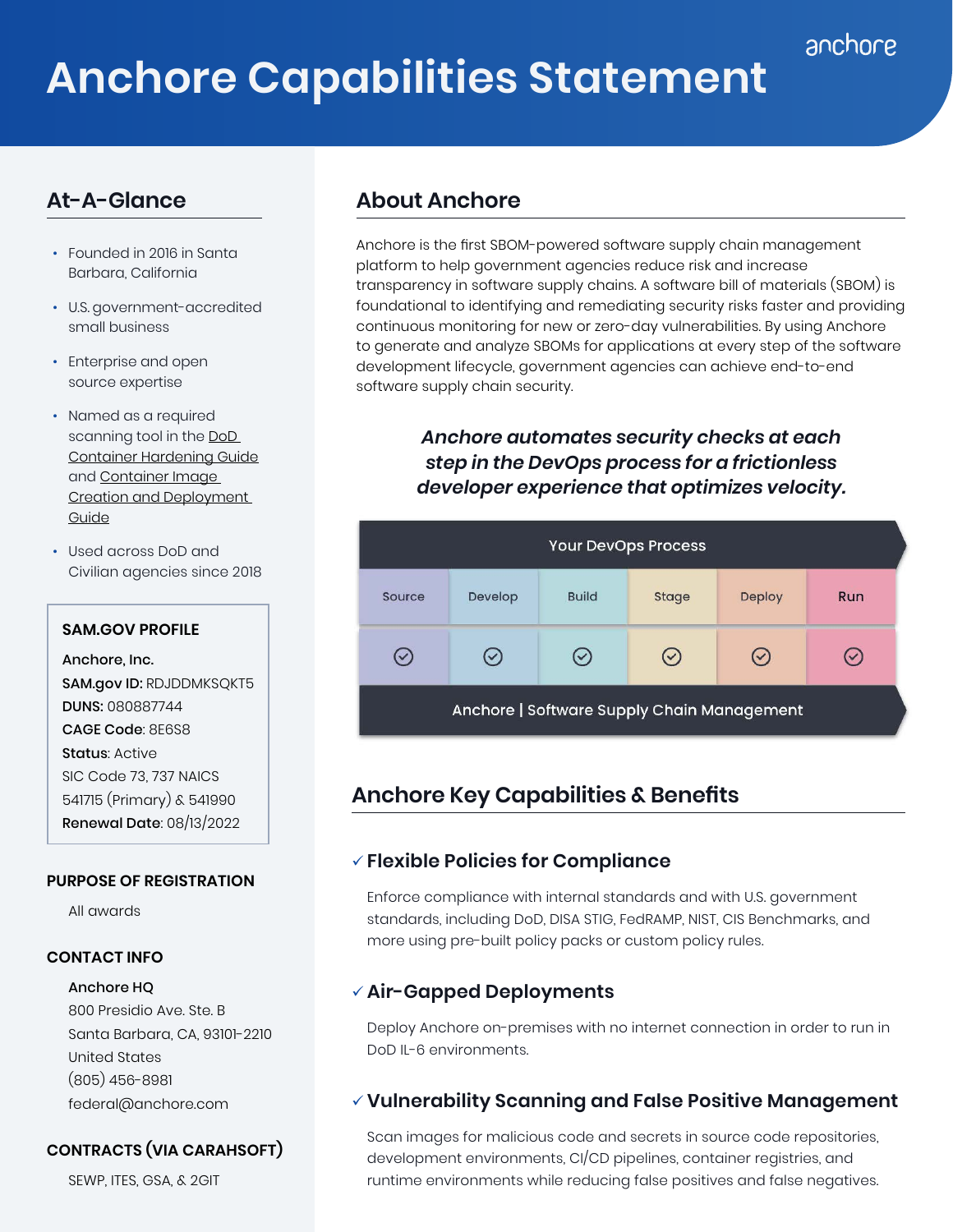# Anchore Capabilities Statement

anchore

## At-A-Glance

- Founded in 2016 in Santa Barbara, California
- U.S. government-accredited small business
- Enterprise and open source expertise
- Named as a required scanning tool in the DoD Container Hardening Guide and Container Image Creation and Deployment Guide
- Used across DoD and Civilian agencies since 2018

**SAM.GOV PROFILE**

**Anchore, Inc.**
**SAM.gov ID:** RDJDDMKSQKT5
**DUNS:** 080887744
**CAGE Code**: 8E6S8
**Status**: Active
SIC Code 73, 737 NAICS 541715 (Primary) & 541990
**Renewal Date:** 08/13/2022

**PURPOSE OF REGISTRATION**

All awards

**CONTACT INFO**

**Anchore HQ**
800 Presidio Ave. Ste. B
Santa Barbara, CA, 93101-2210
United States
(805) 456-8981
federal@anchore.com

**CONTRACTS (VIA CARAHSOFT)**

SEWP, ITES, GSA, & 2GIT

## About Anchore

Anchore is the first SBOM-powered software supply chain management platform to help government agencies reduce risk and increase transparency in software supply chains. A software bill of materials (SBOM) is foundational to identifying and remediating security risks faster and providing continuous monitoring for new or zero-day vulnerabilities. By using Anchore to generate and analyze SBOMs for applications at every step of the software development lifecycle, government agencies can achieve end-to-end software supply chain security.

***Anchore automates security checks at each step in the DevOps process for a frictionless developer experience that optimizes velocity.***

| Your DevOps Process | | | | | |
|---|---|---|---|---|---|
| Source | Develop | Build | Stage | Deploy | Run |
| ✓ | ✓ | ✓ | ✓ | ✓ | ✓ |
| Anchore \| Software Supply Chain Management | | | | | |

## Anchore Key Capabilities & Benefits

### ✓ Flexible Policies for Compliance

Enforce compliance with internal standards and with U.S. government standards, including DoD, DISA STIG, FedRAMP, NIST, CIS Benchmarks, and more using pre-built policy packs or custom policy rules.

### ✓ Air-Gapped Deployments

Deploy Anchore on-premises with no internet connection in order to run in DoD IL-6 environments.

### ✓ Vulnerability Scanning and False Positive Management

Scan images for malicious code and secrets in source code repositories, development environments, CI/CD pipelines, container registries, and runtime environments while reducing false positives and false negatives.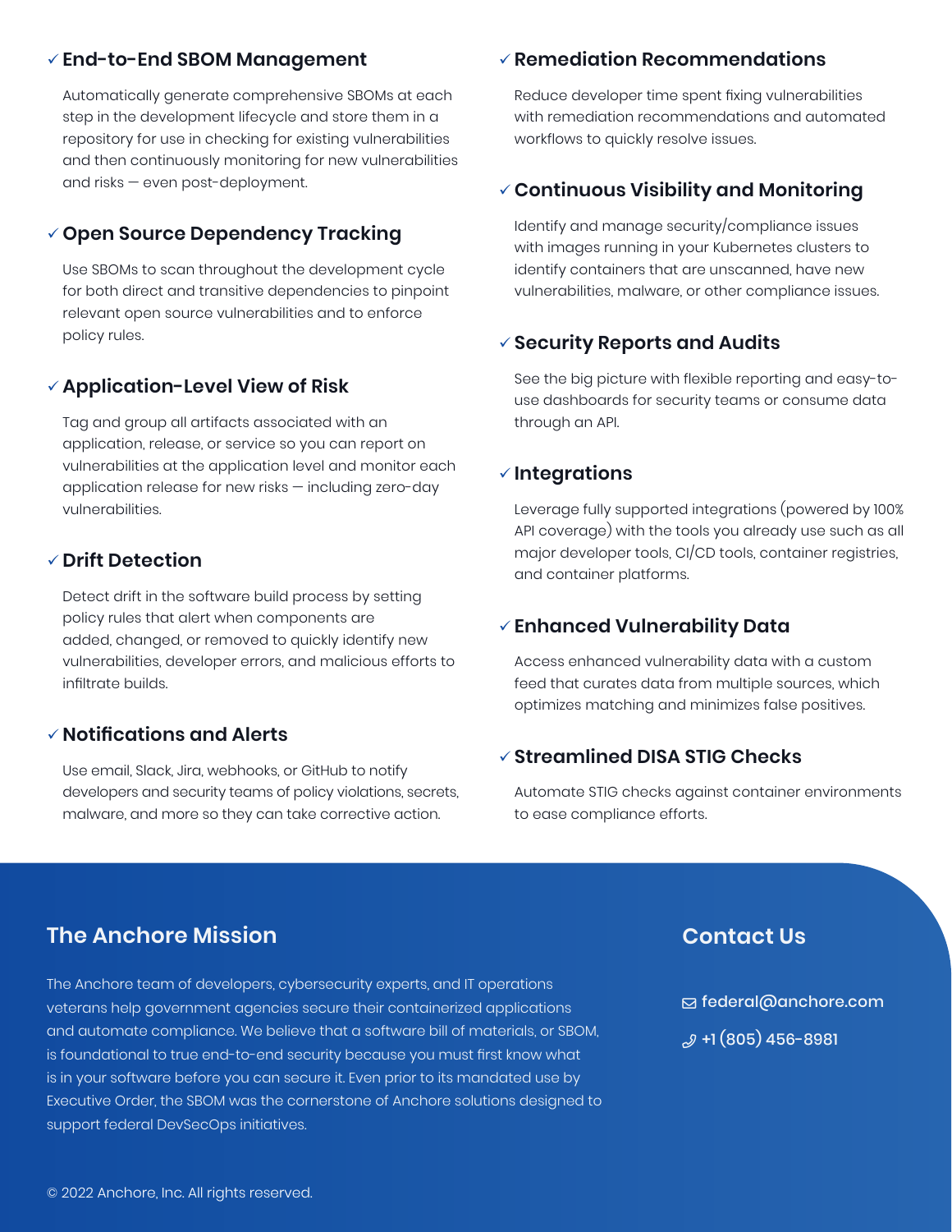### ✓ End-to-End SBOM Management

Automatically generate comprehensive SBOMs at each step in the development lifecycle and store them in a repository for use in checking for existing vulnerabilities and then continuously monitoring for new vulnerabilities and risks — even post-deployment.

### ✓ Open Source Dependency Tracking

Use SBOMs to scan throughout the development cycle for both direct and transitive dependencies to pinpoint relevant open source vulnerabilities and to enforce policy rules.

### ✓ Application-Level View of Risk

Tag and group all artifacts associated with an application, release, or service so you can report on vulnerabilities at the application level and monitor each application release for new risks — including zero-day vulnerabilities.

### ✓ Drift Detection

Detect drift in the software build process by setting policy rules that alert when components are added, changed, or removed to quickly identify new vulnerabilities, developer errors, and malicious efforts to infiltrate builds.

### ✓ Notifications and Alerts

Use email, Slack, Jira, webhooks, or GitHub to notify developers and security teams of policy violations, secrets, malware, and more so they can take corrective action.

### ✓ Remediation Recommendations

Reduce developer time spent fixing vulnerabilities with remediation recommendations and automated workflows to quickly resolve issues.

### ✓ Continuous Visibility and Monitoring

Identify and manage security/compliance issues with images running in your Kubernetes clusters to identify containers that are unscanned, have new vulnerabilities, malware, or other compliance issues.

### ✓ Security Reports and Audits

See the big picture with flexible reporting and easy-to-use dashboards for security teams or consume data through an API.

### ✓ Integrations

Leverage fully supported integrations (powered by 100% API coverage) with the tools you already use such as all major developer tools, CI/CD tools, container registries, and container platforms.

### ✓ Enhanced Vulnerability Data

Access enhanced vulnerability data with a custom feed that curates data from multiple sources, which optimizes matching and minimizes false positives.

### ✓ Streamlined DISA STIG Checks

Automate STIG checks against container environments to ease compliance efforts.

## The Anchore Mission

The Anchore team of developers, cybersecurity experts, and IT operations veterans help government agencies secure their containerized applications and automate compliance. We believe that a software bill of materials, or SBOM, is foundational to true end-to-end security because you must first know what is in your software before you can secure it. Even prior to its mandated use by Executive Order, the SBOM was the cornerstone of Anchore solutions designed to support federal DevSecOps initiatives.

## Contact Us

federal@anchore.com

+1 (805) 456-8981

© 2022 Anchore, Inc. All rights reserved.